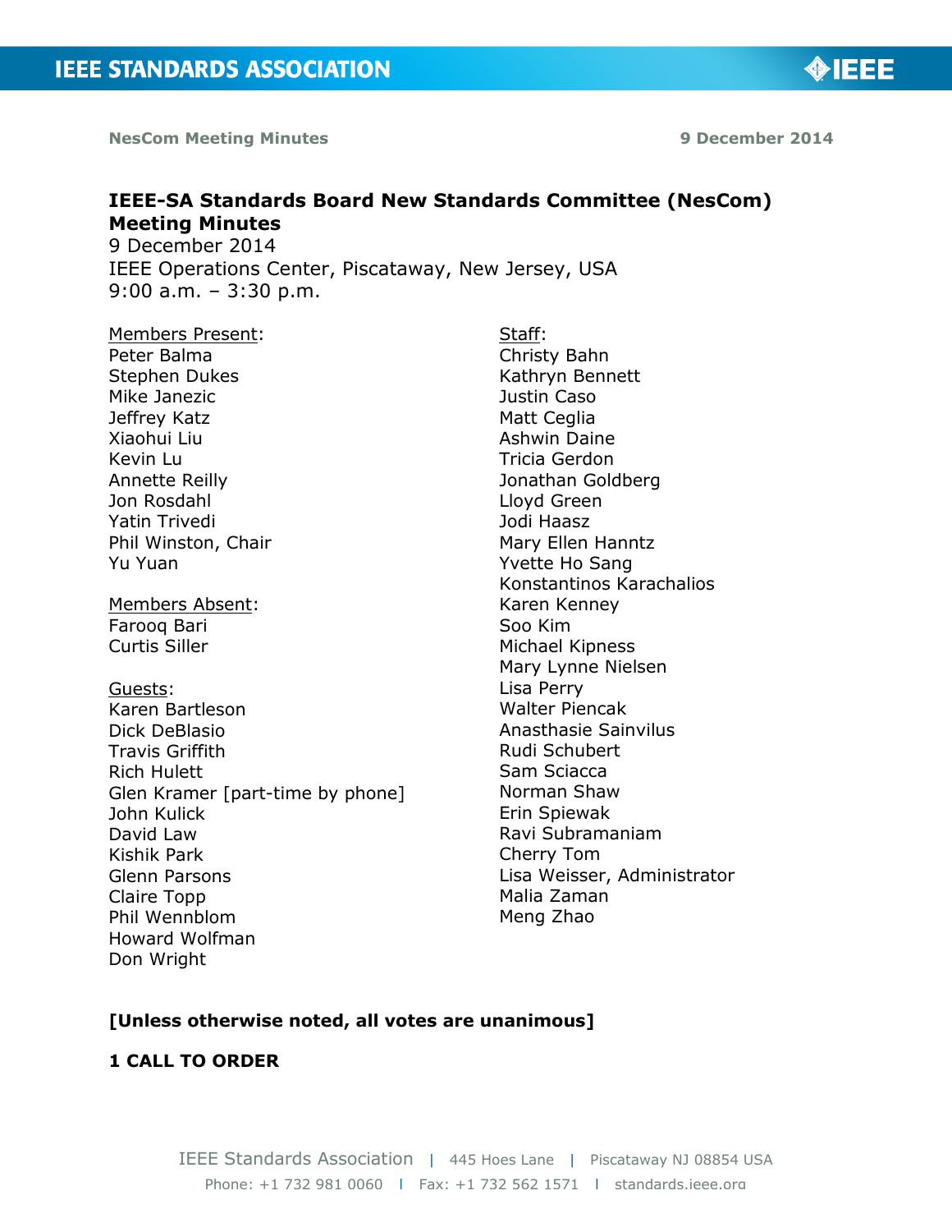# IEEE-SA Standards Board New Standards Committee (NesCom) Meeting Minutes

9 December 2014
IEEE Operations Center, Piscataway, New Jersey, USA
9:00 a.m. – 3:30 p.m.

Members Present:
Peter Balma
Stephen Dukes
Mike Janezic
Jeffrey Katz
Xiaohui Liu
Kevin Lu
Annette Reilly
Jon Rosdahl
Yatin Trivedi
Phil Winston, Chair
Yu Yuan

Members Absent:
Farooq Bari
Curtis Siller

Guests:
Karen Bartleson
Dick DeBlasio
Travis Griffith
Rich Hulett
Glen Kramer [part-time by phone]
John Kulick
David Law
Kishik Park
Glenn Parsons
Claire Topp
Phil Wennblom
Howard Wolfman
Don Wright

Staff:
Christy Bahn
Kathryn Bennett
Justin Caso
Matt Ceglia
Ashwin Daine
Tricia Gerdon
Jonathan Goldberg
Lloyd Green
Jodi Haasz
Mary Ellen Hanntz
Yvette Ho Sang
Konstantinos Karachalios
Karen Kenney
Soo Kim
Michael Kipness
Mary Lynne Nielsen
Lisa Perry
Walter Piencak
Anasthasie Sainvilus
Rudi Schubert
Sam Sciacca
Norman Shaw
Erin Spiewak
Ravi Subramaniam
Cherry Tom
Lisa Weisser, Administrator
Malia Zaman
Meng Zhao

**[Unless otherwise noted, all votes are unanimous]**

## 1 CALL TO ORDER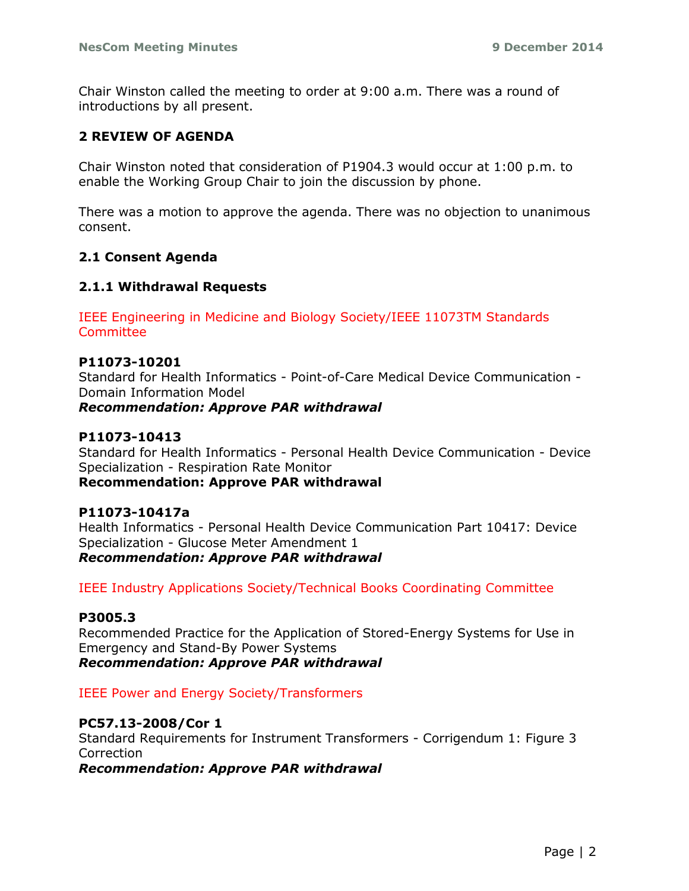Chair Winston called the meeting to order at 9:00 a.m. There was a round of introductions by all present.

## 2 REVIEW OF AGENDA

Chair Winston noted that consideration of P1904.3 would occur at 1:00 p.m. to enable the Working Group Chair to join the discussion by phone.

There was a motion to approve the agenda. There was no objection to unanimous consent.

### 2.1 Consent Agenda

#### 2.1.1 Withdrawal Requests

IEEE Engineering in Medicine and Biology Society/IEEE 11073TM Standards Committee

**P11073-10201**
Standard for Health Informatics - Point-of-Care Medical Device Communication - Domain Information Model
***Recommendation: Approve PAR withdrawal***

**P11073-10413**
Standard for Health Informatics - Personal Health Device Communication - Device Specialization - Respiration Rate Monitor
**Recommendation: Approve PAR withdrawal**

**P11073-10417a**
Health Informatics - Personal Health Device Communication Part 10417: Device Specialization - Glucose Meter Amendment 1
***Recommendation: Approve PAR withdrawal***

IEEE Industry Applications Society/Technical Books Coordinating Committee

**P3005.3**
Recommended Practice for the Application of Stored-Energy Systems for Use in Emergency and Stand-By Power Systems
***Recommendation: Approve PAR withdrawal***

IEEE Power and Energy Society/Transformers

**PC57.13-2008/Cor 1**
Standard Requirements for Instrument Transformers - Corrigendum 1: Figure 3 Correction
***Recommendation: Approve PAR withdrawal***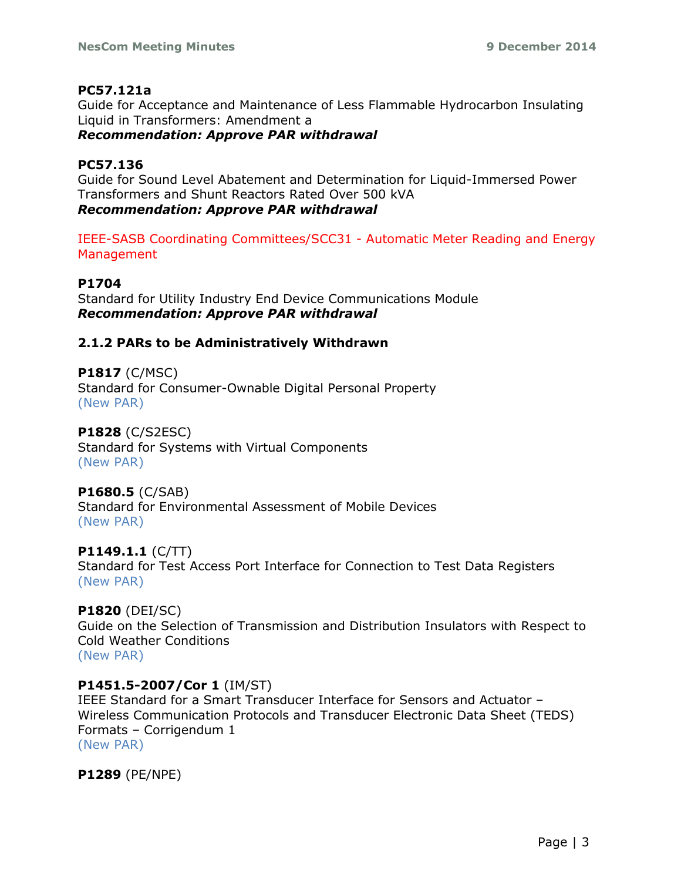**PC57.121a**
Guide for Acceptance and Maintenance of Less Flammable Hydrocarbon Insulating Liquid in Transformers: Amendment a
***Recommendation: Approve PAR withdrawal***

**PC57.136**
Guide for Sound Level Abatement and Determination for Liquid-Immersed Power Transformers and Shunt Reactors Rated Over 500 kVA
***Recommendation: Approve PAR withdrawal***

IEEE-SASB Coordinating Committees/SCC31 - Automatic Meter Reading and Energy Management

**P1704**
Standard for Utility Industry End Device Communications Module
***Recommendation: Approve PAR withdrawal***

### 2.1.2 PARs to be Administratively Withdrawn

**P1817** (C/MSC)
Standard for Consumer-Ownable Digital Personal Property
(New PAR)

**P1828** (C/S2ESC)
Standard for Systems with Virtual Components
(New PAR)

**P1680.5** (C/SAB)
Standard for Environmental Assessment of Mobile Devices
(New PAR)

**P1149.1.1** (C/TT)
Standard for Test Access Port Interface for Connection to Test Data Registers
(New PAR)

**P1820** (DEI/SC)
Guide on the Selection of Transmission and Distribution Insulators with Respect to Cold Weather Conditions
(New PAR)

**P1451.5-2007/Cor 1** (IM/ST)
IEEE Standard for a Smart Transducer Interface for Sensors and Actuator – Wireless Communication Protocols and Transducer Electronic Data Sheet (TEDS) Formats – Corrigendum 1
(New PAR)

**P1289** (PE/NPE)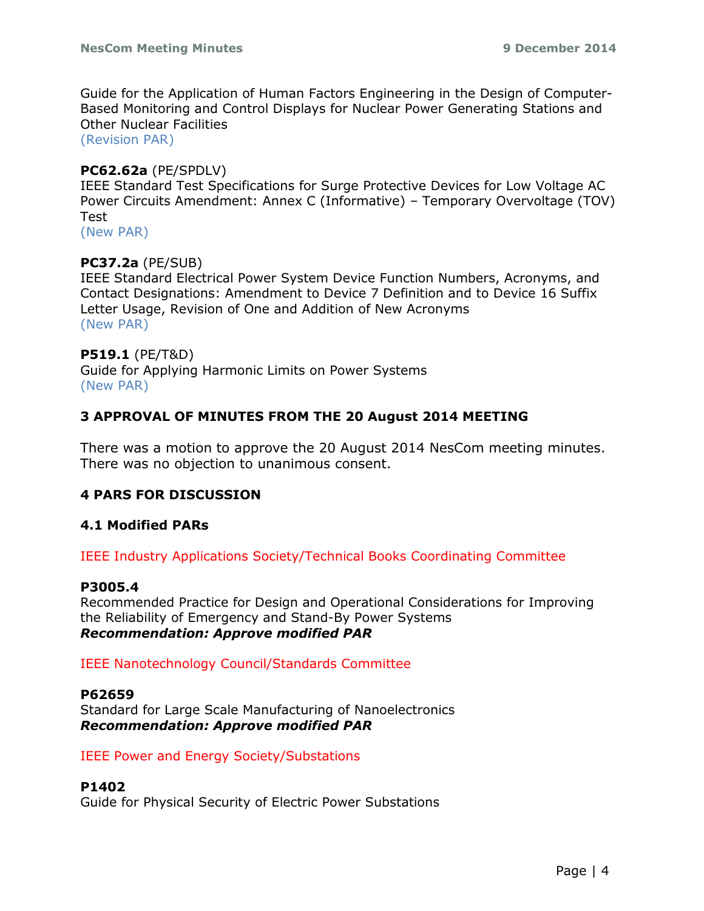Guide for the Application of Human Factors Engineering in the Design of Computer-Based Monitoring and Control Displays for Nuclear Power Generating Stations and Other Nuclear Facilities
(Revision PAR)

**PC62.62a** (PE/SPDLV)
IEEE Standard Test Specifications for Surge Protective Devices for Low Voltage AC Power Circuits Amendment: Annex C (Informative) – Temporary Overvoltage (TOV) Test
(New PAR)

**PC37.2a** (PE/SUB)
IEEE Standard Electrical Power System Device Function Numbers, Acronyms, and Contact Designations: Amendment to Device 7 Definition and to Device 16 Suffix Letter Usage, Revision of One and Addition of New Acronyms
(New PAR)

**P519.1** (PE/T&D)
Guide for Applying Harmonic Limits on Power Systems
(New PAR)

## 3 APPROVAL OF MINUTES FROM THE 20 August 2014 MEETING

There was a motion to approve the 20 August 2014 NesCom meeting minutes. There was no objection to unanimous consent.

## 4 PARS FOR DISCUSSION

### 4.1 Modified PARs

IEEE Industry Applications Society/Technical Books Coordinating Committee

**P3005.4**
Recommended Practice for Design and Operational Considerations for Improving the Reliability of Emergency and Stand-By Power Systems
***Recommendation: Approve modified PAR***

IEEE Nanotechnology Council/Standards Committee

**P62659**
Standard for Large Scale Manufacturing of Nanoelectronics
***Recommendation: Approve modified PAR***

IEEE Power and Energy Society/Substations

**P1402**
Guide for Physical Security of Electric Power Substations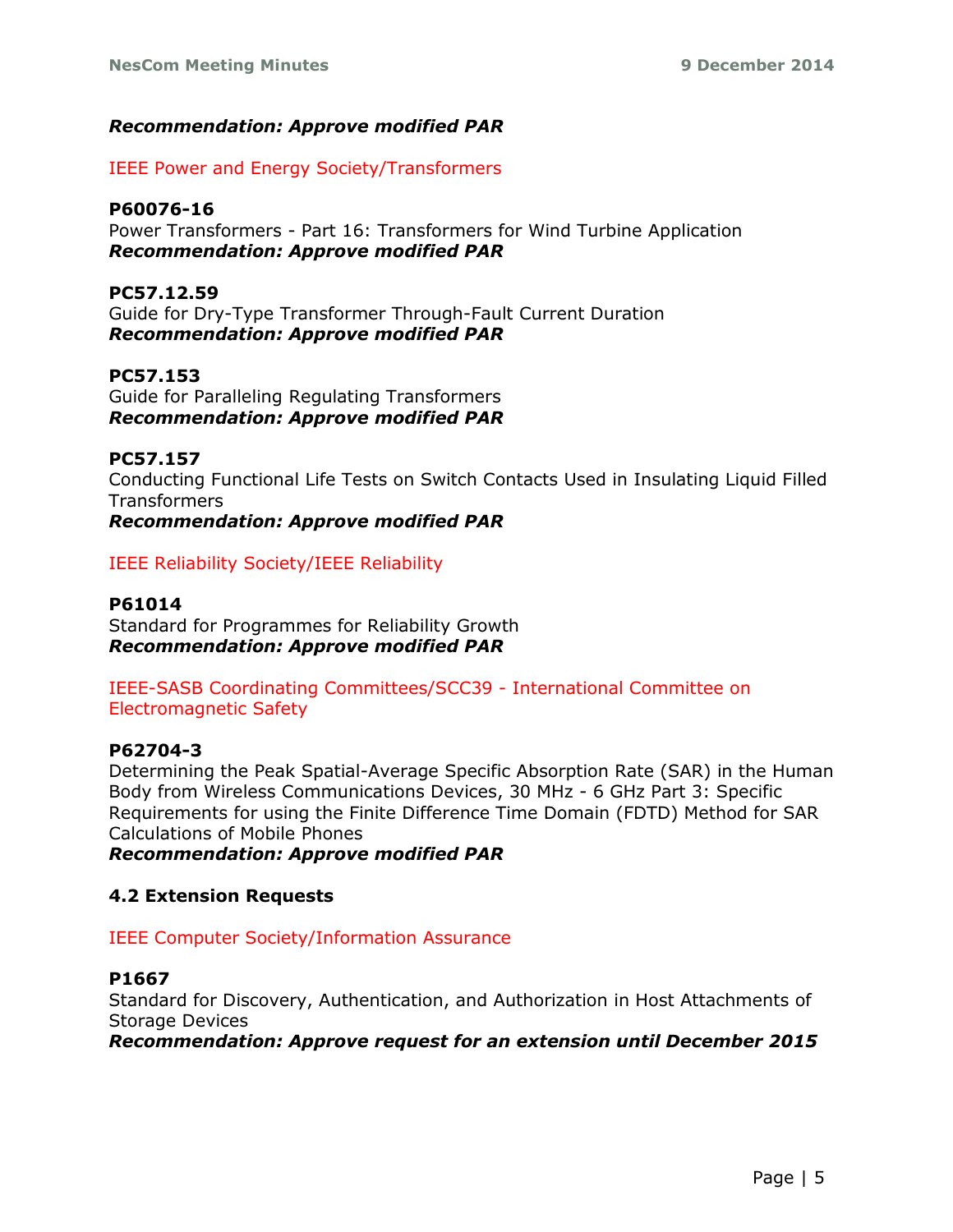***Recommendation: Approve modified PAR***

IEEE Power and Energy Society/Transformers

**P60076-16**
Power Transformers - Part 16: Transformers for Wind Turbine Application
***Recommendation: Approve modified PAR***

**PC57.12.59**
Guide for Dry-Type Transformer Through-Fault Current Duration
***Recommendation: Approve modified PAR***

**PC57.153**
Guide for Paralleling Regulating Transformers
***Recommendation: Approve modified PAR***

**PC57.157**
Conducting Functional Life Tests on Switch Contacts Used in Insulating Liquid Filled Transformers
***Recommendation: Approve modified PAR***

IEEE Reliability Society/IEEE Reliability

**P61014**
Standard for Programmes for Reliability Growth
***Recommendation: Approve modified PAR***

IEEE-SASB Coordinating Committees/SCC39 - International Committee on Electromagnetic Safety

**P62704-3**
Determining the Peak Spatial-Average Specific Absorption Rate (SAR) in the Human Body from Wireless Communications Devices, 30 MHz - 6 GHz Part 3: Specific Requirements for using the Finite Difference Time Domain (FDTD) Method for SAR Calculations of Mobile Phones
***Recommendation: Approve modified PAR***

### 4.2 Extension Requests

IEEE Computer Society/Information Assurance

**P1667**
Standard for Discovery, Authentication, and Authorization in Host Attachments of Storage Devices
***Recommendation: Approve request for an extension until December 2015***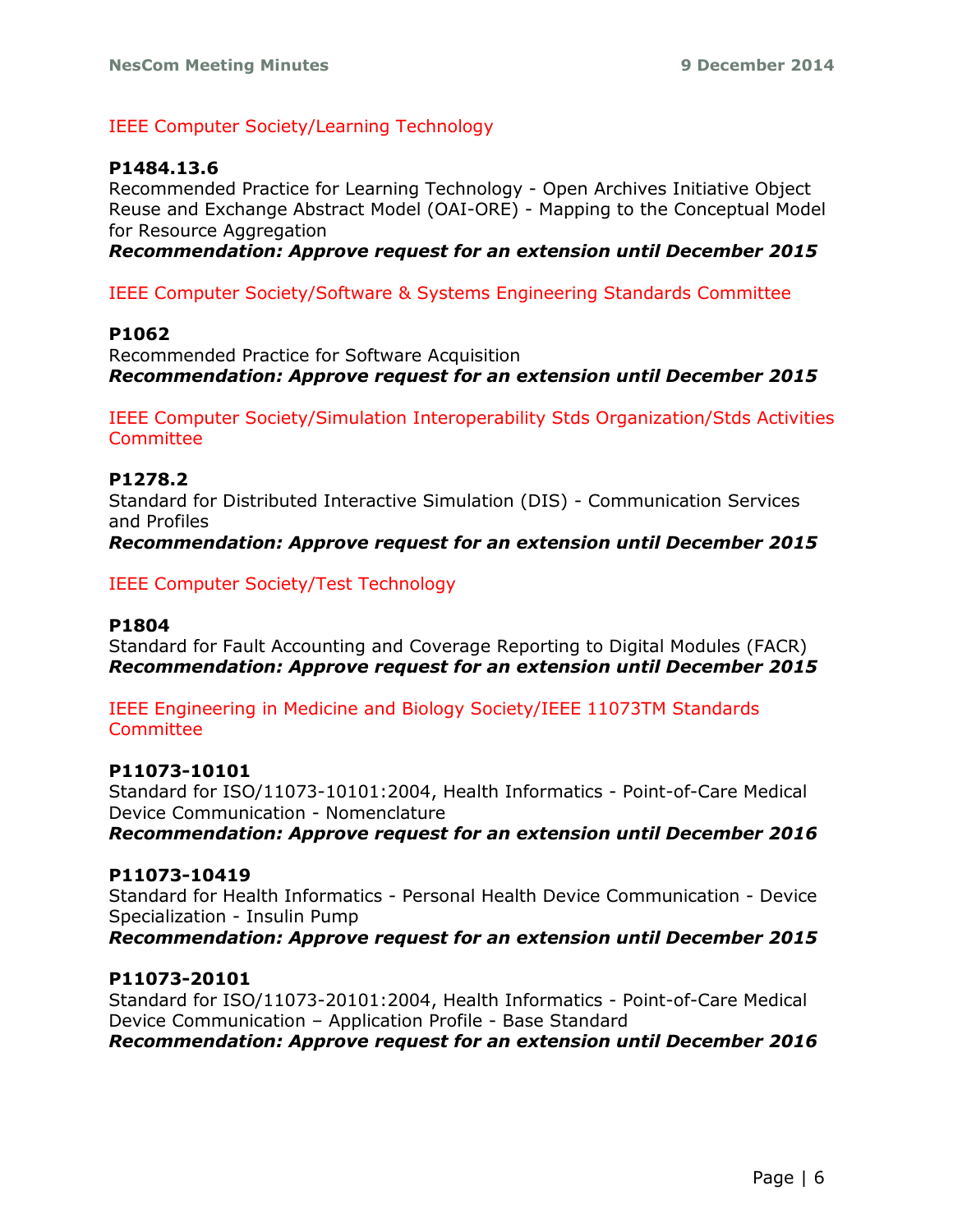IEEE Computer Society/Learning Technology

**P1484.13.6**
Recommended Practice for Learning Technology - Open Archives Initiative Object Reuse and Exchange Abstract Model (OAI-ORE) - Mapping to the Conceptual Model for Resource Aggregation
***Recommendation: Approve request for an extension until December 2015***

IEEE Computer Society/Software & Systems Engineering Standards Committee

**P1062**
Recommended Practice for Software Acquisition
***Recommendation: Approve request for an extension until December 2015***

IEEE Computer Society/Simulation Interoperability Stds Organization/Stds Activities Committee

**P1278.2**
Standard for Distributed Interactive Simulation (DIS) - Communication Services and Profiles
***Recommendation: Approve request for an extension until December 2015***

IEEE Computer Society/Test Technology

**P1804**
Standard for Fault Accounting and Coverage Reporting to Digital Modules (FACR)
***Recommendation: Approve request for an extension until December 2015***

IEEE Engineering in Medicine and Biology Society/IEEE 11073TM Standards Committee

**P11073-10101**
Standard for ISO/11073-10101:2004, Health Informatics - Point-of-Care Medical Device Communication - Nomenclature
***Recommendation: Approve request for an extension until December 2016***

**P11073-10419**
Standard for Health Informatics - Personal Health Device Communication - Device Specialization - Insulin Pump
***Recommendation: Approve request for an extension until December 2015***

**P11073-20101**
Standard for ISO/11073-20101:2004, Health Informatics - Point-of-Care Medical Device Communication – Application Profile - Base Standard
***Recommendation: Approve request for an extension until December 2016***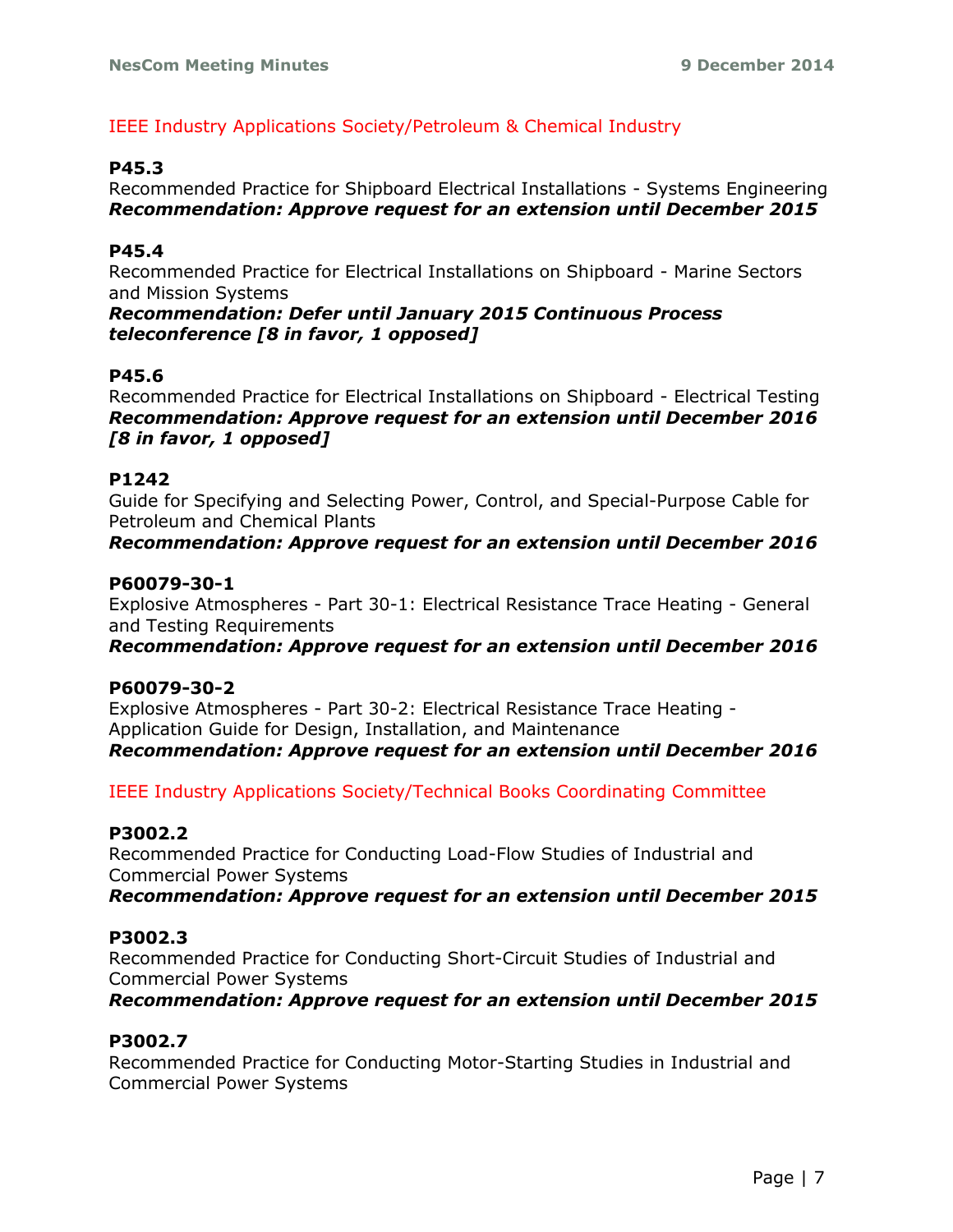IEEE Industry Applications Society/Petroleum & Chemical Industry

**P45.3**
Recommended Practice for Shipboard Electrical Installations - Systems Engineering
***Recommendation: Approve request for an extension until December 2015***

**P45.4**
Recommended Practice for Electrical Installations on Shipboard - Marine Sectors and Mission Systems
***Recommendation: Defer until January 2015 Continuous Process teleconference [8 in favor, 1 opposed]***

**P45.6**
Recommended Practice for Electrical Installations on Shipboard - Electrical Testing
***Recommendation: Approve request for an extension until December 2016 [8 in favor, 1 opposed]***

**P1242**
Guide for Specifying and Selecting Power, Control, and Special-Purpose Cable for Petroleum and Chemical Plants
***Recommendation: Approve request for an extension until December 2016***

**P60079-30-1**
Explosive Atmospheres - Part 30-1: Electrical Resistance Trace Heating - General and Testing Requirements
***Recommendation: Approve request for an extension until December 2016***

**P60079-30-2**
Explosive Atmospheres - Part 30-2: Electrical Resistance Trace Heating - Application Guide for Design, Installation, and Maintenance
***Recommendation: Approve request for an extension until December 2016***

IEEE Industry Applications Society/Technical Books Coordinating Committee

**P3002.2**
Recommended Practice for Conducting Load-Flow Studies of Industrial and Commercial Power Systems
***Recommendation: Approve request for an extension until December 2015***

**P3002.3**
Recommended Practice for Conducting Short-Circuit Studies of Industrial and Commercial Power Systems
***Recommendation: Approve request for an extension until December 2015***

**P3002.7**
Recommended Practice for Conducting Motor-Starting Studies in Industrial and Commercial Power Systems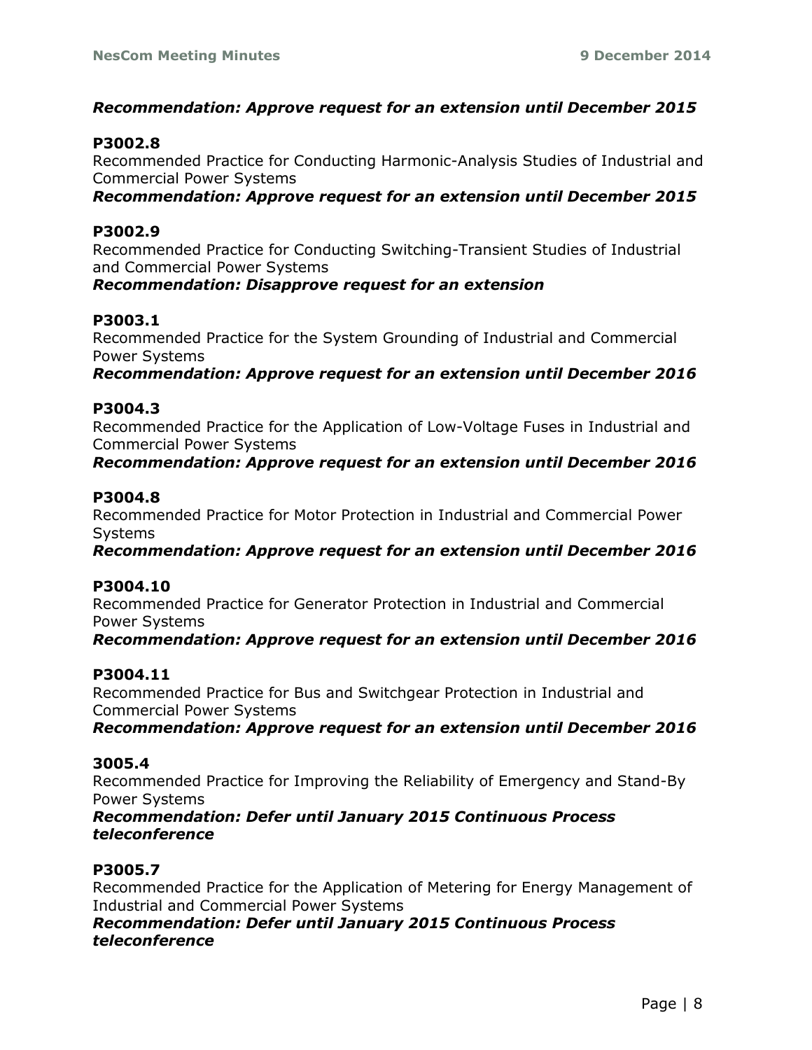***Recommendation: Approve request for an extension until December 2015***

**P3002.8**

Recommended Practice for Conducting Harmonic-Analysis Studies of Industrial and Commercial Power Systems

***Recommendation: Approve request for an extension until December 2015***

**P3002.9**

Recommended Practice for Conducting Switching-Transient Studies of Industrial and Commercial Power Systems

***Recommendation: Disapprove request for an extension***

**P3003.1**

Recommended Practice for the System Grounding of Industrial and Commercial Power Systems

***Recommendation: Approve request for an extension until December 2016***

**P3004.3**

Recommended Practice for the Application of Low-Voltage Fuses in Industrial and Commercial Power Systems

***Recommendation: Approve request for an extension until December 2016***

**P3004.8**

Recommended Practice for Motor Protection in Industrial and Commercial Power Systems

***Recommendation: Approve request for an extension until December 2016***

**P3004.10**

Recommended Practice for Generator Protection in Industrial and Commercial Power Systems

***Recommendation: Approve request for an extension until December 2016***

**P3004.11**

Recommended Practice for Bus and Switchgear Protection in Industrial and Commercial Power Systems

***Recommendation: Approve request for an extension until December 2016***

**3005.4**

Recommended Practice for Improving the Reliability of Emergency and Stand-By Power Systems

***Recommendation: Defer until January 2015 Continuous Process teleconference***

**P3005.7**

Recommended Practice for the Application of Metering for Energy Management of Industrial and Commercial Power Systems

***Recommendation: Defer until January 2015 Continuous Process teleconference***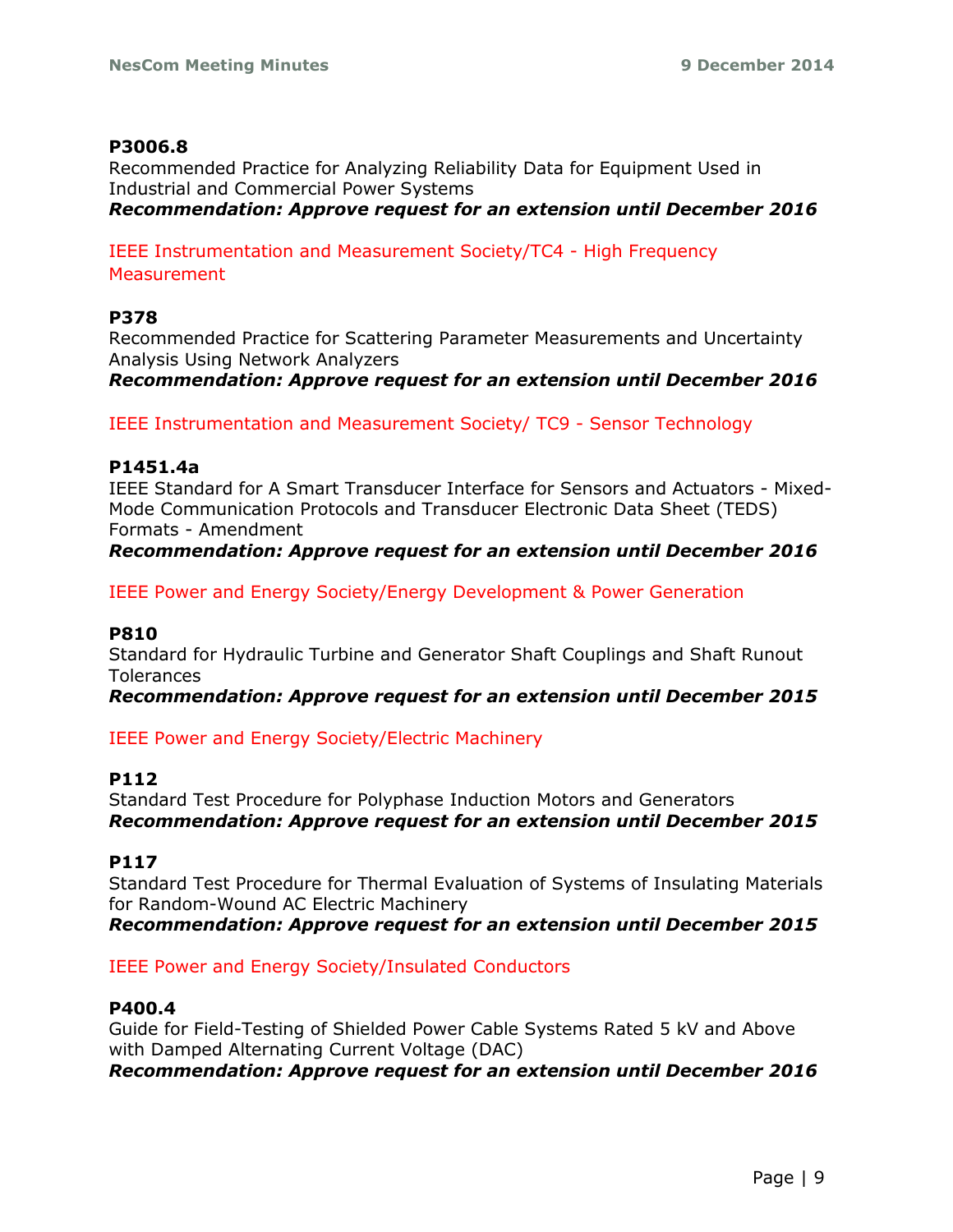**P3006.8**
Recommended Practice for Analyzing Reliability Data for Equipment Used in Industrial and Commercial Power Systems
***Recommendation: Approve request for an extension until December 2016***

IEEE Instrumentation and Measurement Society/TC4 - High Frequency Measurement

**P378**
Recommended Practice for Scattering Parameter Measurements and Uncertainty Analysis Using Network Analyzers
***Recommendation: Approve request for an extension until December 2016***

IEEE Instrumentation and Measurement Society/ TC9 - Sensor Technology

**P1451.4a**
IEEE Standard for A Smart Transducer Interface for Sensors and Actuators - Mixed-Mode Communication Protocols and Transducer Electronic Data Sheet (TEDS) Formats - Amendment
***Recommendation: Approve request for an extension until December 2016***

IEEE Power and Energy Society/Energy Development & Power Generation

**P810**
Standard for Hydraulic Turbine and Generator Shaft Couplings and Shaft Runout Tolerances
***Recommendation: Approve request for an extension until December 2015***

IEEE Power and Energy Society/Electric Machinery

**P112**
Standard Test Procedure for Polyphase Induction Motors and Generators
***Recommendation: Approve request for an extension until December 2015***

**P117**
Standard Test Procedure for Thermal Evaluation of Systems of Insulating Materials for Random-Wound AC Electric Machinery
***Recommendation: Approve request for an extension until December 2015***

IEEE Power and Energy Society/Insulated Conductors

**P400.4**
Guide for Field-Testing of Shielded Power Cable Systems Rated 5 kV and Above with Damped Alternating Current Voltage (DAC)
***Recommendation: Approve request for an extension until December 2016***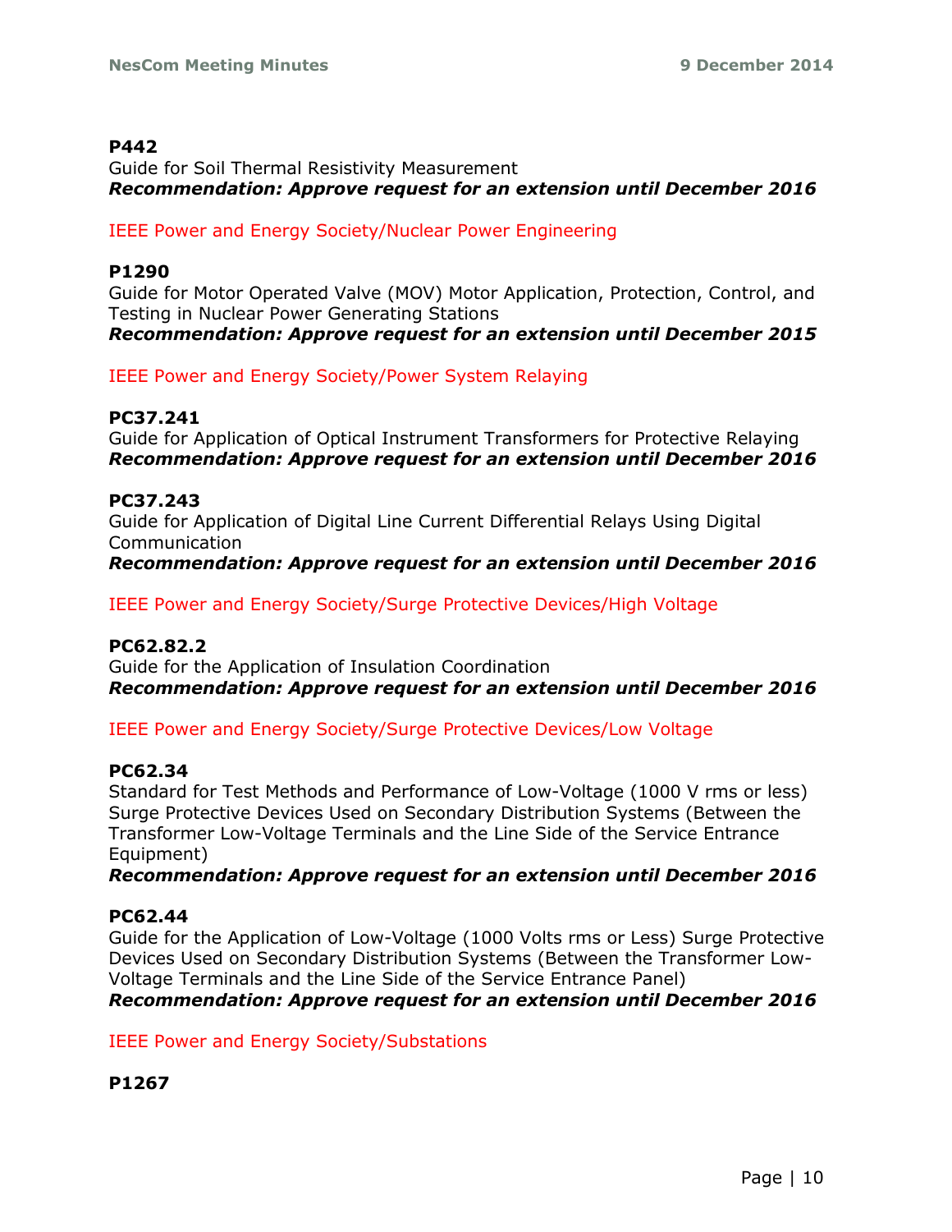**P442**
Guide for Soil Thermal Resistivity Measurement
***Recommendation: Approve request for an extension until December 2016***

IEEE Power and Energy Society/Nuclear Power Engineering

**P1290**
Guide for Motor Operated Valve (MOV) Motor Application, Protection, Control, and Testing in Nuclear Power Generating Stations
***Recommendation: Approve request for an extension until December 2015***

IEEE Power and Energy Society/Power System Relaying

**PC37.241**
Guide for Application of Optical Instrument Transformers for Protective Relaying
***Recommendation: Approve request for an extension until December 2016***

**PC37.243**
Guide for Application of Digital Line Current Differential Relays Using Digital Communication
***Recommendation: Approve request for an extension until December 2016***

IEEE Power and Energy Society/Surge Protective Devices/High Voltage

**PC62.82.2**
Guide for the Application of Insulation Coordination
***Recommendation: Approve request for an extension until December 2016***

IEEE Power and Energy Society/Surge Protective Devices/Low Voltage

**PC62.34**
Standard for Test Methods and Performance of Low-Voltage (1000 V rms or less) Surge Protective Devices Used on Secondary Distribution Systems (Between the Transformer Low-Voltage Terminals and the Line Side of the Service Entrance Equipment)
***Recommendation: Approve request for an extension until December 2016***

**PC62.44**
Guide for the Application of Low-Voltage (1000 Volts rms or Less) Surge Protective Devices Used on Secondary Distribution Systems (Between the Transformer Low-Voltage Terminals and the Line Side of the Service Entrance Panel)
***Recommendation: Approve request for an extension until December 2016***

IEEE Power and Energy Society/Substations

**P1267**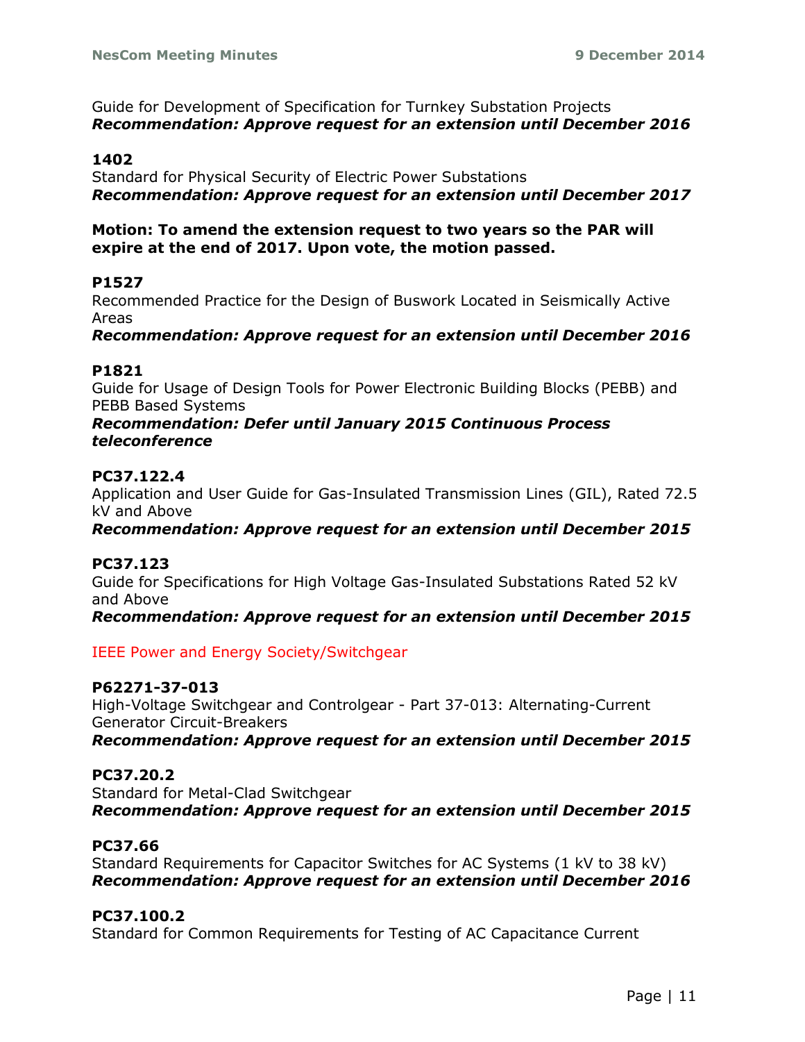Guide for Development of Specification for Turnkey Substation Projects
***Recommendation: Approve request for an extension until December 2016***

**1402**
Standard for Physical Security of Electric Power Substations
***Recommendation: Approve request for an extension until December 2017***

**Motion: To amend the extension request to two years so the PAR will expire at the end of 2017. Upon vote, the motion passed.**

**P1527**
Recommended Practice for the Design of Buswork Located in Seismically Active Areas
***Recommendation: Approve request for an extension until December 2016***

**P1821**
Guide for Usage of Design Tools for Power Electronic Building Blocks (PEBB) and PEBB Based Systems
***Recommendation: Defer until January 2015 Continuous Process teleconference***

**PC37.122.4**
Application and User Guide for Gas-Insulated Transmission Lines (GIL), Rated 72.5 kV and Above
***Recommendation: Approve request for an extension until December 2015***

**PC37.123**
Guide for Specifications for High Voltage Gas-Insulated Substations Rated 52 kV and Above
***Recommendation: Approve request for an extension until December 2015***

IEEE Power and Energy Society/Switchgear

**P62271-37-013**
High-Voltage Switchgear and Controlgear - Part 37-013: Alternating-Current Generator Circuit-Breakers
***Recommendation: Approve request for an extension until December 2015***

**PC37.20.2**
Standard for Metal-Clad Switchgear
***Recommendation: Approve request for an extension until December 2015***

**PC37.66**
Standard Requirements for Capacitor Switches for AC Systems (1 kV to 38 kV)
***Recommendation: Approve request for an extension until December 2016***

**PC37.100.2**
Standard for Common Requirements for Testing of AC Capacitance Current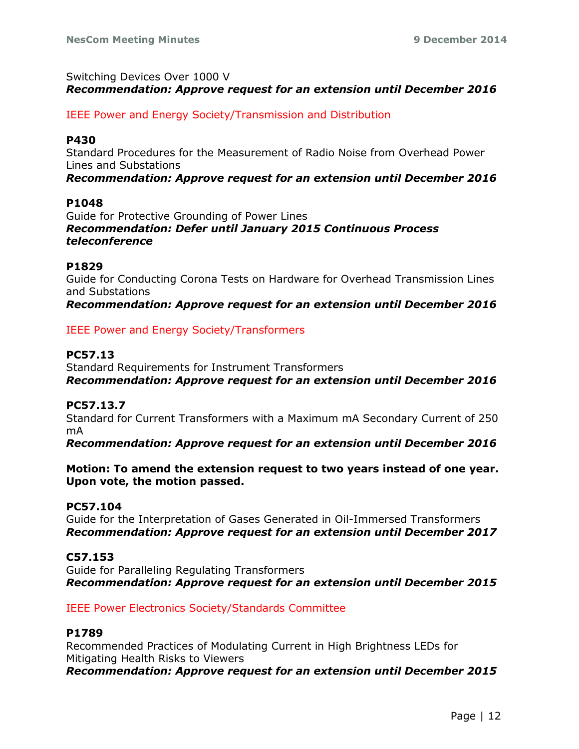Switching Devices Over 1000 V

***Recommendation: Approve request for an extension until December 2016***

IEEE Power and Energy Society/Transmission and Distribution

**P430**

Standard Procedures for the Measurement of Radio Noise from Overhead Power Lines and Substations

***Recommendation: Approve request for an extension until December 2016***

**P1048**

Guide for Protective Grounding of Power Lines

***Recommendation: Defer until January 2015 Continuous Process teleconference***

**P1829**

Guide for Conducting Corona Tests on Hardware for Overhead Transmission Lines and Substations

***Recommendation: Approve request for an extension until December 2016***

IEEE Power and Energy Society/Transformers

**PC57.13**

Standard Requirements for Instrument Transformers

***Recommendation: Approve request for an extension until December 2016***

**PC57.13.7**

Standard for Current Transformers with a Maximum mA Secondary Current of 250 mA

***Recommendation: Approve request for an extension until December 2016***

**Motion: To amend the extension request to two years instead of one year. Upon vote, the motion passed.**

**PC57.104**

Guide for the Interpretation of Gases Generated in Oil-Immersed Transformers

***Recommendation: Approve request for an extension until December 2017***

**C57.153**

Guide for Paralleling Regulating Transformers

***Recommendation: Approve request for an extension until December 2015***

IEEE Power Electronics Society/Standards Committee

**P1789**

Recommended Practices of Modulating Current in High Brightness LEDs for Mitigating Health Risks to Viewers

***Recommendation: Approve request for an extension until December 2015***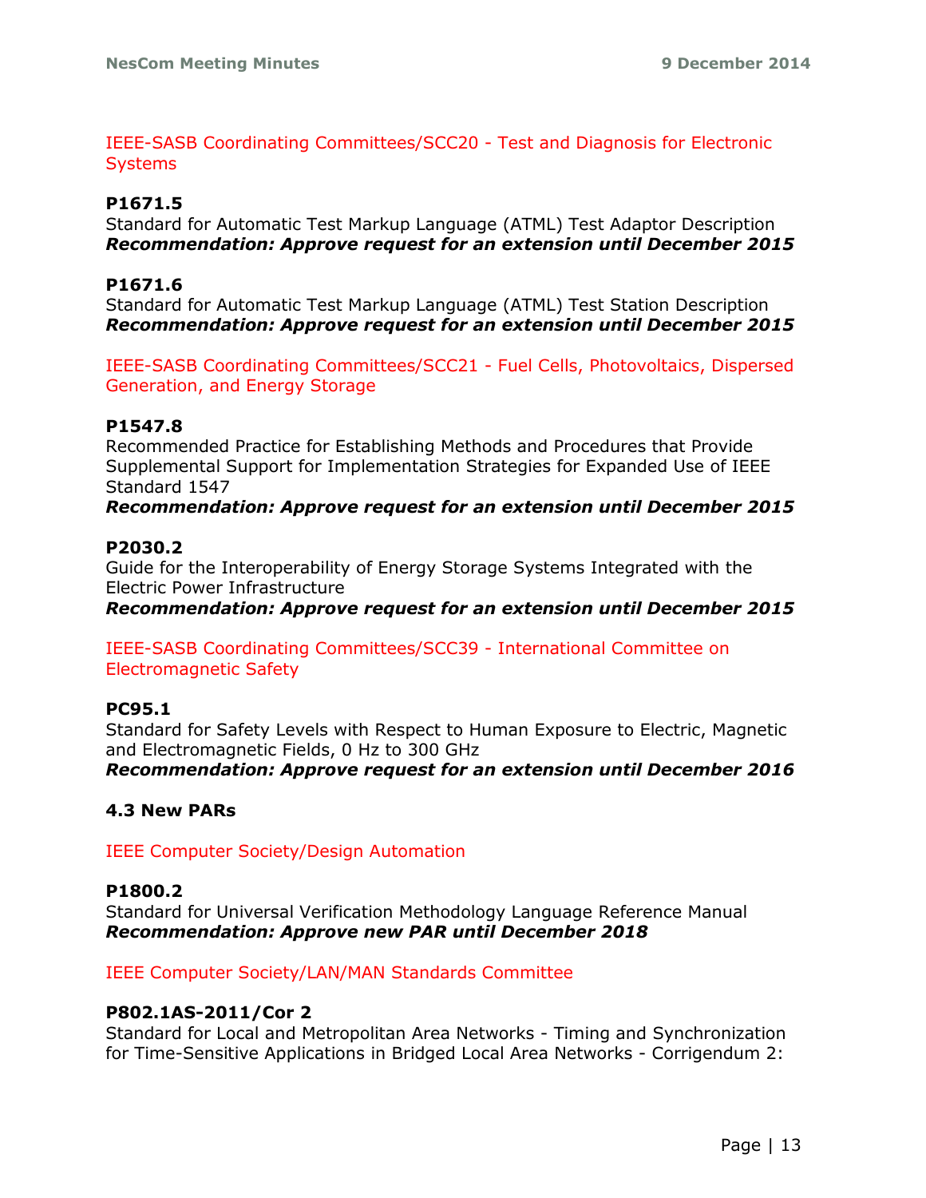IEEE-SASB Coordinating Committees/SCC20 - Test and Diagnosis for Electronic Systems

**P1671.5**
Standard for Automatic Test Markup Language (ATML) Test Adaptor Description
***Recommendation: Approve request for an extension until December 2015***

**P1671.6**
Standard for Automatic Test Markup Language (ATML) Test Station Description
***Recommendation: Approve request for an extension until December 2015***

IEEE-SASB Coordinating Committees/SCC21 - Fuel Cells, Photovoltaics, Dispersed Generation, and Energy Storage

**P1547.8**
Recommended Practice for Establishing Methods and Procedures that Provide Supplemental Support for Implementation Strategies for Expanded Use of IEEE Standard 1547
***Recommendation: Approve request for an extension until December 2015***

**P2030.2**
Guide for the Interoperability of Energy Storage Systems Integrated with the Electric Power Infrastructure
***Recommendation: Approve request for an extension until December 2015***

IEEE-SASB Coordinating Committees/SCC39 - International Committee on Electromagnetic Safety

**PC95.1**
Standard for Safety Levels with Respect to Human Exposure to Electric, Magnetic and Electromagnetic Fields, 0 Hz to 300 GHz
***Recommendation: Approve request for an extension until December 2016***

**4.3 New PARs**

IEEE Computer Society/Design Automation

**P1800.2**
Standard for Universal Verification Methodology Language Reference Manual
***Recommendation: Approve new PAR until December 2018***

IEEE Computer Society/LAN/MAN Standards Committee

**P802.1AS-2011/Cor 2**
Standard for Local and Metropolitan Area Networks - Timing and Synchronization for Time-Sensitive Applications in Bridged Local Area Networks - Corrigendum 2: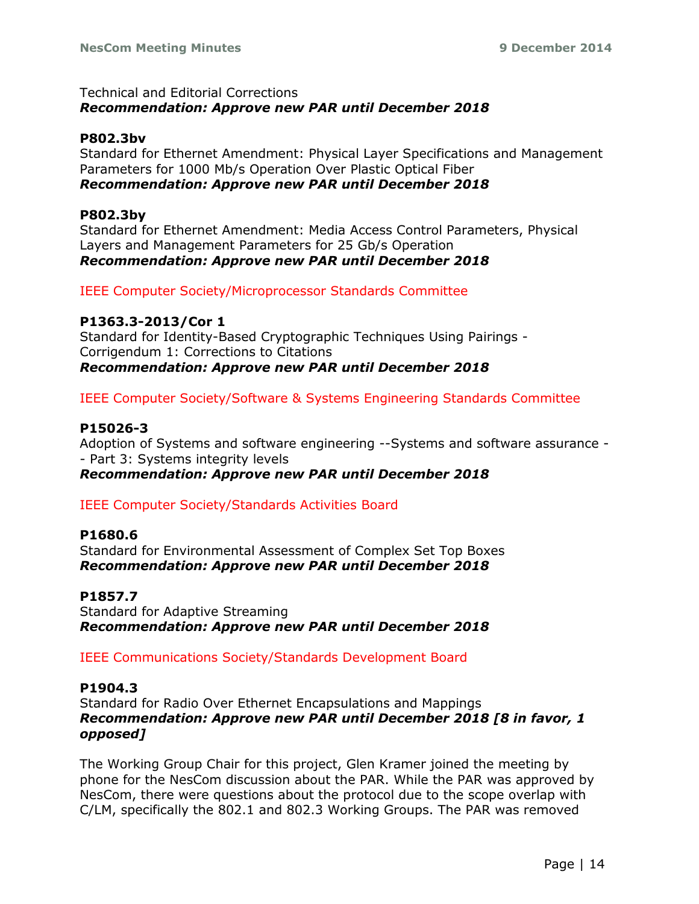Technical and Editorial Corrections
***Recommendation: Approve new PAR until December 2018***

**P802.3bv**
Standard for Ethernet Amendment: Physical Layer Specifications and Management Parameters for 1000 Mb/s Operation Over Plastic Optical Fiber
***Recommendation: Approve new PAR until December 2018***

**P802.3by**
Standard for Ethernet Amendment: Media Access Control Parameters, Physical Layers and Management Parameters for 25 Gb/s Operation
***Recommendation: Approve new PAR until December 2018***

IEEE Computer Society/Microprocessor Standards Committee

**P1363.3-2013/Cor 1**
Standard for Identity-Based Cryptographic Techniques Using Pairings - Corrigendum 1: Corrections to Citations
***Recommendation: Approve new PAR until December 2018***

IEEE Computer Society/Software & Systems Engineering Standards Committee

**P15026-3**
Adoption of Systems and software engineering --Systems and software assurance -- Part 3: Systems integrity levels
***Recommendation: Approve new PAR until December 2018***

IEEE Computer Society/Standards Activities Board

**P1680.6**
Standard for Environmental Assessment of Complex Set Top Boxes
***Recommendation: Approve new PAR until December 2018***

**P1857.7**
Standard for Adaptive Streaming
***Recommendation: Approve new PAR until December 2018***

IEEE Communications Society/Standards Development Board

**P1904.3**
Standard for Radio Over Ethernet Encapsulations and Mappings
***Recommendation: Approve new PAR until December 2018 [8 in favor, 1 opposed]***

The Working Group Chair for this project, Glen Kramer joined the meeting by phone for the NesCom discussion about the PAR. While the PAR was approved by NesCom, there were questions about the protocol due to the scope overlap with C/LM, specifically the 802.1 and 802.3 Working Groups. The PAR was removed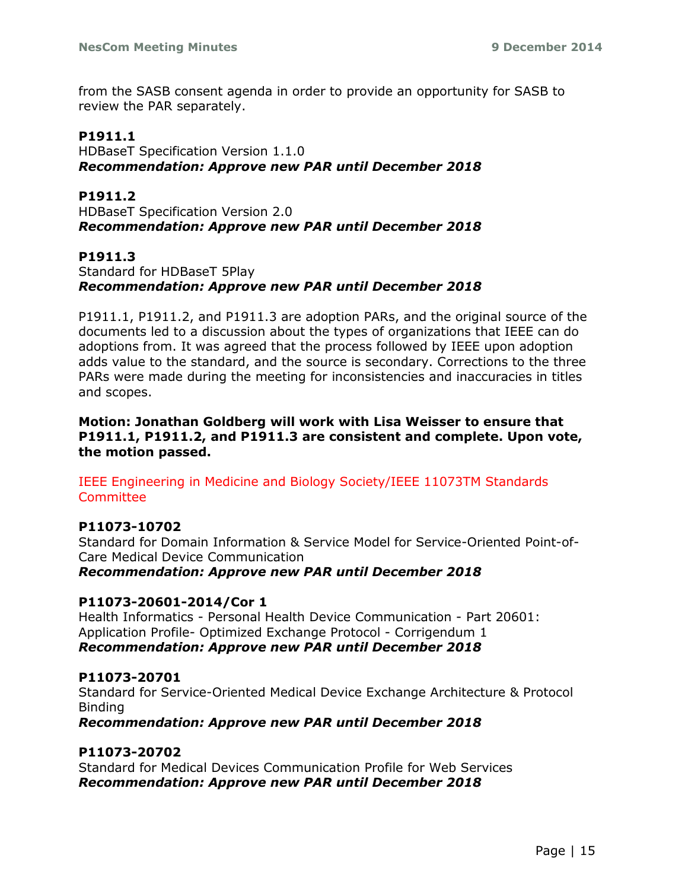from the SASB consent agenda in order to provide an opportunity for SASB to review the PAR separately.

**P1911.1**
HDBaseT Specification Version 1.1.0
***Recommendation: Approve new PAR until December 2018***

**P1911.2**
HDBaseT Specification Version 2.0
***Recommendation: Approve new PAR until December 2018***

**P1911.3**
Standard for HDBaseT 5Play
***Recommendation: Approve new PAR until December 2018***

P1911.1, P1911.2, and P1911.3 are adoption PARs, and the original source of the documents led to a discussion about the types of organizations that IEEE can do adoptions from. It was agreed that the process followed by IEEE upon adoption adds value to the standard, and the source is secondary. Corrections to the three PARs were made during the meeting for inconsistencies and inaccuracies in titles and scopes.

**Motion: Jonathan Goldberg will work with Lisa Weisser to ensure that P1911.1, P1911.2, and P1911.3 are consistent and complete. Upon vote, the motion passed.**

IEEE Engineering in Medicine and Biology Society/IEEE 11073TM Standards Committee

**P11073-10702**
Standard for Domain Information & Service Model for Service-Oriented Point-of-Care Medical Device Communication
***Recommendation: Approve new PAR until December 2018***

**P11073-20601-2014/Cor 1**
Health Informatics - Personal Health Device Communication - Part 20601: Application Profile- Optimized Exchange Protocol - Corrigendum 1
***Recommendation: Approve new PAR until December 2018***

**P11073-20701**
Standard for Service-Oriented Medical Device Exchange Architecture & Protocol Binding
***Recommendation: Approve new PAR until December 2018***

**P11073-20702**
Standard for Medical Devices Communication Profile for Web Services
***Recommendation: Approve new PAR until December 2018***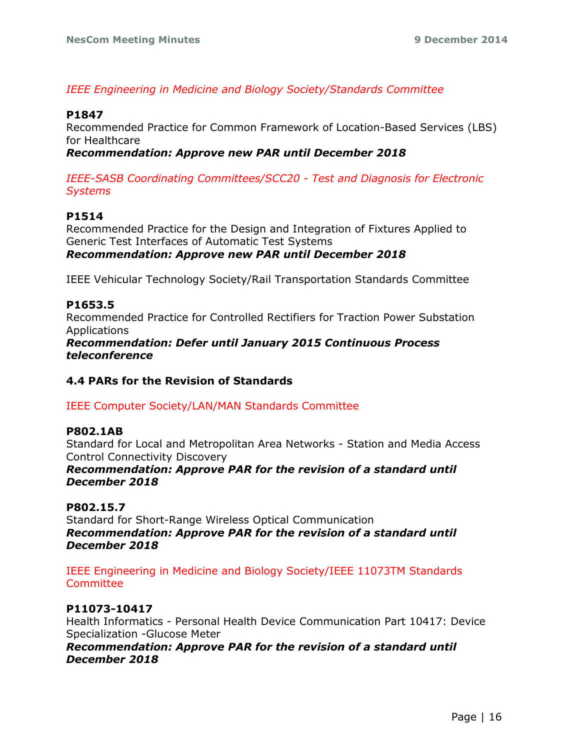*IEEE Engineering in Medicine and Biology Society/Standards Committee*

**P1847**
Recommended Practice for Common Framework of Location-Based Services (LBS) for Healthcare
***Recommendation: Approve new PAR until December 2018***

*IEEE-SASB Coordinating Committees/SCC20 - Test and Diagnosis for Electronic Systems*

**P1514**
Recommended Practice for the Design and Integration of Fixtures Applied to Generic Test Interfaces of Automatic Test Systems
***Recommendation: Approve new PAR until December 2018***

IEEE Vehicular Technology Society/Rail Transportation Standards Committee

**P1653.5**
Recommended Practice for Controlled Rectifiers for Traction Power Substation Applications
***Recommendation: Defer until January 2015 Continuous Process teleconference***

### 4.4 PARs for the Revision of Standards

IEEE Computer Society/LAN/MAN Standards Committee

**P802.1AB**
Standard for Local and Metropolitan Area Networks - Station and Media Access Control Connectivity Discovery
***Recommendation: Approve PAR for the revision of a standard until December 2018***

**P802.15.7**
Standard for Short-Range Wireless Optical Communication
***Recommendation: Approve PAR for the revision of a standard until December 2018***

IEEE Engineering in Medicine and Biology Society/IEEE 11073TM Standards Committee

**P11073-10417**
Health Informatics - Personal Health Device Communication Part 10417: Device Specialization -Glucose Meter
***Recommendation: Approve PAR for the revision of a standard until December 2018***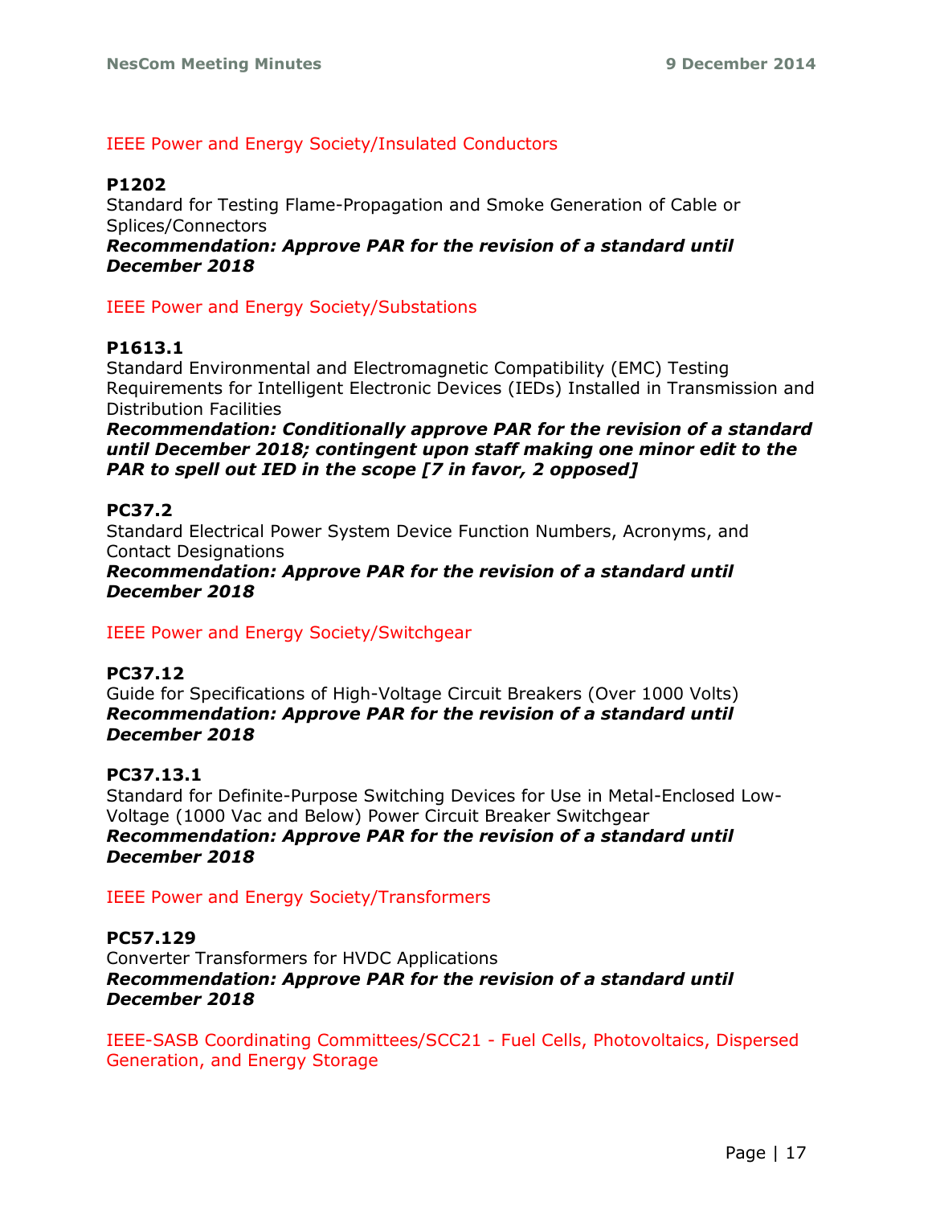IEEE Power and Energy Society/Insulated Conductors

**P1202**
Standard for Testing Flame-Propagation and Smoke Generation of Cable or Splices/Connectors
***Recommendation: Approve PAR for the revision of a standard until December 2018***

IEEE Power and Energy Society/Substations

**P1613.1**
Standard Environmental and Electromagnetic Compatibility (EMC) Testing Requirements for Intelligent Electronic Devices (IEDs) Installed in Transmission and Distribution Facilities
***Recommendation: Conditionally approve PAR for the revision of a standard until December 2018; contingent upon staff making one minor edit to the PAR to spell out IED in the scope [7 in favor, 2 opposed]***

**PC37.2**
Standard Electrical Power System Device Function Numbers, Acronyms, and Contact Designations
***Recommendation: Approve PAR for the revision of a standard until December 2018***

IEEE Power and Energy Society/Switchgear

**PC37.12**
Guide for Specifications of High-Voltage Circuit Breakers (Over 1000 Volts)
***Recommendation: Approve PAR for the revision of a standard until December 2018***

**PC37.13.1**
Standard for Definite-Purpose Switching Devices for Use in Metal-Enclosed Low-Voltage (1000 Vac and Below) Power Circuit Breaker Switchgear
***Recommendation: Approve PAR for the revision of a standard until December 2018***

IEEE Power and Energy Society/Transformers

**PC57.129**
Converter Transformers for HVDC Applications
***Recommendation: Approve PAR for the revision of a standard until December 2018***

IEEE-SASB Coordinating Committees/SCC21 - Fuel Cells, Photovoltaics, Dispersed Generation, and Energy Storage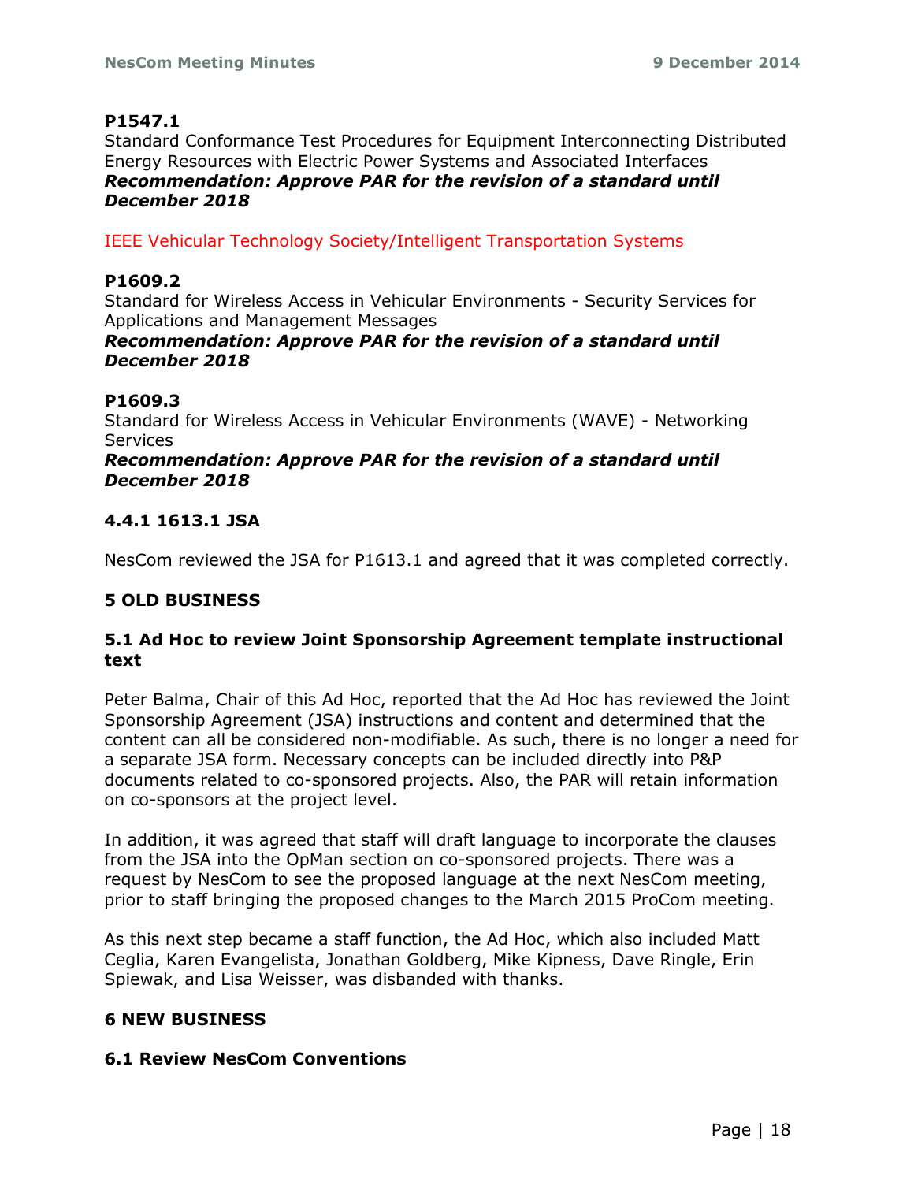**P1547.1**
Standard Conformance Test Procedures for Equipment Interconnecting Distributed Energy Resources with Electric Power Systems and Associated Interfaces
***Recommendation: Approve PAR for the revision of a standard until December 2018***

IEEE Vehicular Technology Society/Intelligent Transportation Systems

**P1609.2**
Standard for Wireless Access in Vehicular Environments - Security Services for Applications and Management Messages
***Recommendation: Approve PAR for the revision of a standard until December 2018***

**P1609.3**
Standard for Wireless Access in Vehicular Environments (WAVE) - Networking Services
***Recommendation: Approve PAR for the revision of a standard until December 2018***

### 4.4.1 1613.1 JSA

NesCom reviewed the JSA for P1613.1 and agreed that it was completed correctly.

## 5 OLD BUSINESS

### 5.1 Ad Hoc to review Joint Sponsorship Agreement template instructional text

Peter Balma, Chair of this Ad Hoc, reported that the Ad Hoc has reviewed the Joint Sponsorship Agreement (JSA) instructions and content and determined that the content can all be considered non-modifiable. As such, there is no longer a need for a separate JSA form. Necessary concepts can be included directly into P&P documents related to co-sponsored projects. Also, the PAR will retain information on co-sponsors at the project level.

In addition, it was agreed that staff will draft language to incorporate the clauses from the JSA into the OpMan section on co-sponsored projects. There was a request by NesCom to see the proposed language at the next NesCom meeting, prior to staff bringing the proposed changes to the March 2015 ProCom meeting.

As this next step became a staff function, the Ad Hoc, which also included Matt Ceglia, Karen Evangelista, Jonathan Goldberg, Mike Kipness, Dave Ringle, Erin Spiewak, and Lisa Weisser, was disbanded with thanks.

## 6 NEW BUSINESS

### 6.1 Review NesCom Conventions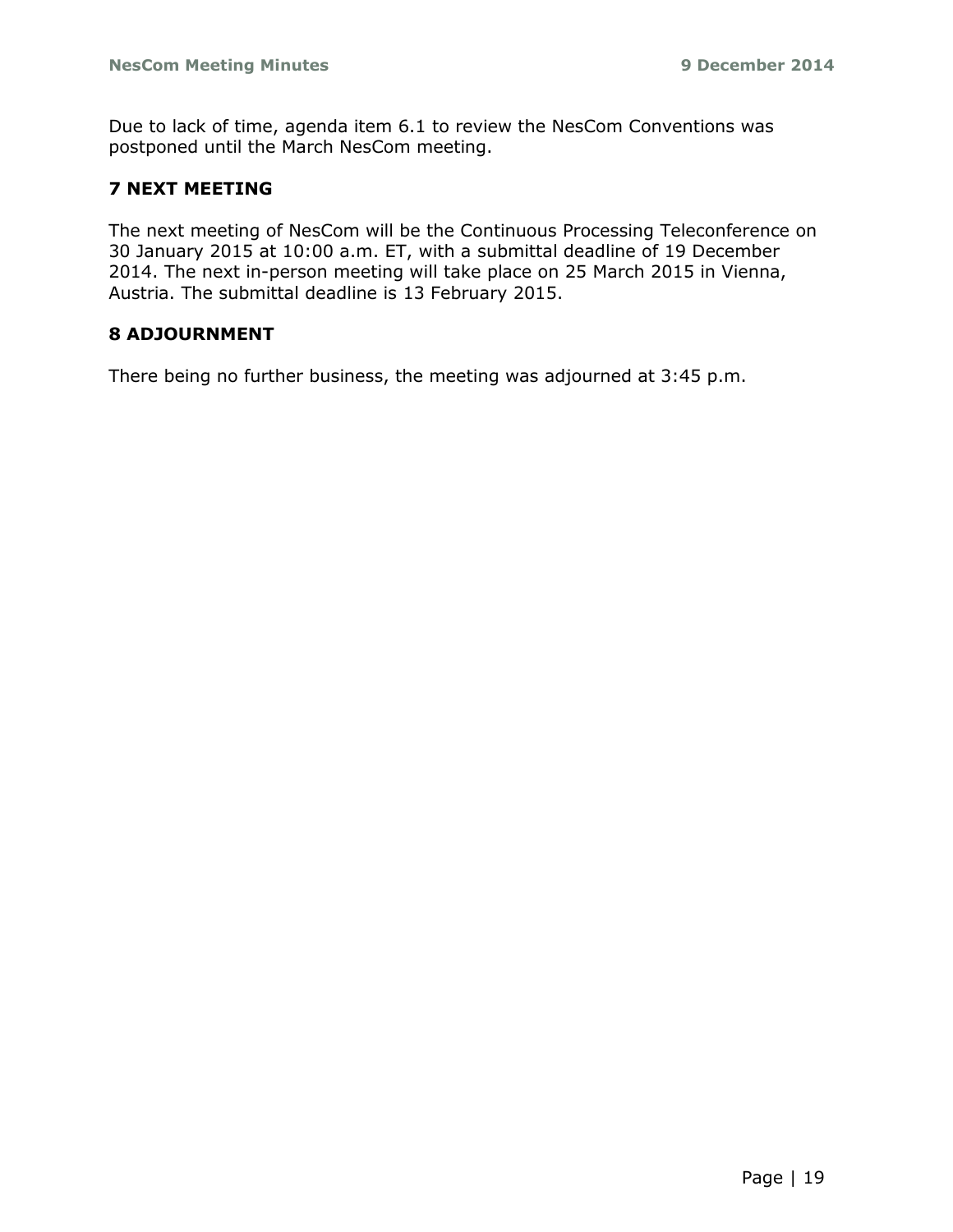Due to lack of time, agenda item 6.1 to review the NesCom Conventions was postponed until the March NesCom meeting.

## 7 NEXT MEETING

The next meeting of NesCom will be the Continuous Processing Teleconference on 30 January 2015 at 10:00 a.m. ET, with a submittal deadline of 19 December 2014. The next in-person meeting will take place on 25 March 2015 in Vienna, Austria. The submittal deadline is 13 February 2015.

## 8 ADJOURNMENT

There being no further business, the meeting was adjourned at 3:45 p.m.